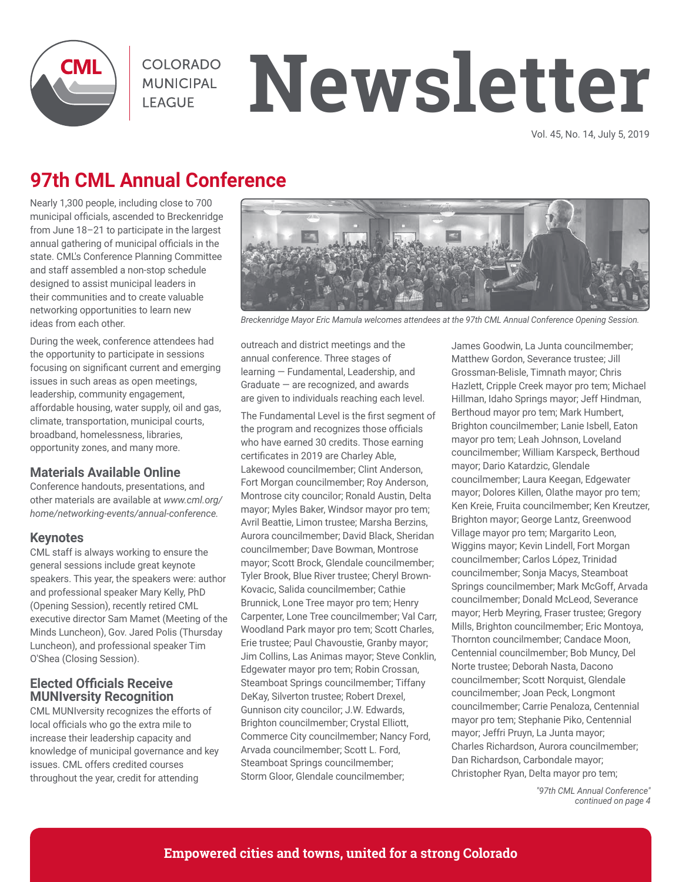# Colorado Municipal League Newsletter

Vol. 45, No. 14, July 5, 2019

## 97th CML Annual Conference

Nearly 1,300 people, including close to 700 municipal officials, ascended to Breckenridge from June 18–21 to participate in the largest annual gathering of municipal officials in the state. CML's Conference Planning Committee and staff assembled a non-stop schedule designed to assist municipal leaders in their communities and to create valuable networking opportunities to learn new ideas from each other.

During the week, conference attendees had the opportunity to participate in sessions focusing on significant current and emerging issues in such areas as open meetings, leadership, community engagement, affordable housing, water supply, oil and gas, climate, transportation, municipal courts, broadband, homelessness, libraries, opportunity zones, and many more.

*Breckenridge Mayor Eric Mamula welcomes attendees at the 97th CML Annual Conference Opening Session.*

### Materials Available Online

Conference handouts, presentations, and other materials are available at *www.cml.org/home/networking-events/annual-conference.*

### Keynotes

CML staff is always working to ensure the general sessions include great keynote speakers. This year, the speakers were: author and professional speaker Mary Kelly, PhD (Opening Session), recently retired CML executive director Sam Mamet (Meeting of the Minds Luncheon), Gov. Jared Polis (Thursday Luncheon), and professional speaker Tim O'Shea (Closing Session).

### Elected Officials Receive MUNIversity Recognition

CML MUNIversity recognizes the efforts of local officials who go the extra mile to increase their leadership capacity and knowledge of municipal governance and key issues. CML offers credited courses throughout the year, credit for attending outreach and district meetings and the annual conference. Three stages of learning — Fundamental, Leadership, and Graduate — are recognized, and awards are given to individuals reaching each level.

The Fundamental Level is the first segment of the program and recognizes those officials who have earned 30 credits. Those earning certificates in 2019 are Charley Able, Lakewood councilmember; Clint Anderson, Fort Morgan councilmember; Roy Anderson, Montrose city councilor; Ronald Austin, Delta mayor; Myles Baker, Windsor mayor pro tem; Avril Beattie, Limon trustee; Marsha Berzins, Aurora councilmember; David Black, Sheridan councilmember; Dave Bowman, Montrose mayor; Scott Brock, Glendale councilmember; Tyler Brook, Blue River trustee; Cheryl Brown-Kovacic, Salida councilmember; Cathie Brunnick, Lone Tree mayor pro tem; Henry Carpenter, Lone Tree councilmember; Val Carr, Woodland Park mayor pro tem; Scott Charles, Erie trustee; Paul Chavoustie, Granby mayor; Jim Collins, Las Animas mayor; Steve Conklin, Edgewater mayor pro tem; Robin Crossan, Steamboat Springs councilmember; Tiffany DeKay, Silverton trustee; Robert Drexel, Gunnison city councilor; J.W. Edwards, Brighton councilmember; Crystal Elliott, Commerce City councilmember; Nancy Ford, Arvada councilmember; Scott L. Ford, Steamboat Springs councilmember; Storm Gloor, Glendale councilmember; James Goodwin, La Junta councilmember; Matthew Gordon, Severance trustee; Jill Grossman-Belisle, Timnath mayor; Chris Hazlett, Cripple Creek mayor pro tem; Michael Hillman, Idaho Springs mayor; Jeff Hindman, Berthoud mayor pro tem; Mark Humbert, Brighton councilmember; Lanie Isbell, Eaton mayor pro tem; Leah Johnson, Loveland councilmember; William Karspeck, Berthoud mayor; Dario Katardzic, Glendale councilmember; Laura Keegan, Edgewater mayor; Dolores Killen, Olathe mayor pro tem; Ken Kreie, Fruita councilmember; Ken Kreutzer, Brighton mayor; George Lantz, Greenwood Village mayor pro tem; Margarito Leon, Wiggins mayor; Kevin Lindell, Fort Morgan councilmember; Carlos López, Trinidad councilmember; Sonja Macys, Steamboat Springs councilmember; Mark McGoff, Arvada councilmember; Donald McLeod, Severance mayor; Herb Meyring, Fraser trustee; Gregory Mills, Brighton councilmember; Eric Montoya, Thornton councilmember; Candace Moon, Centennial councilmember; Bob Muncy, Del Norte trustee; Deborah Nasta, Dacono councilmember; Scott Norquist, Glendale councilmember; Joan Peck, Longmont councilmember; Carrie Penaloza, Centennial mayor pro tem; Stephanie Piko, Centennial mayor; Jeffri Pruyn, La Junta mayor; Charles Richardson, Aurora councilmember; Dan Richardson, Carbondale mayor; Christopher Ryan, Delta mayor pro tem;

*"97th CML Annual Conference" continued on page 4*

**Empowered cities and towns, united for a strong Colorado**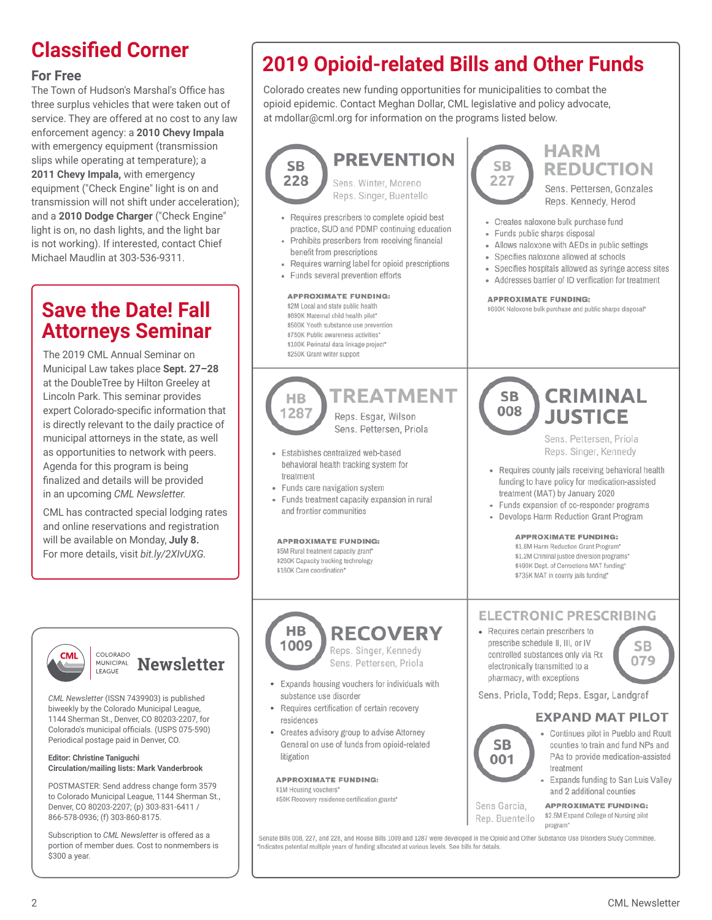# Classified Corner

## For Free

The Town of Hudson's Marshal's Office has three surplus vehicles that were taken out of service. They are offered at no cost to any law enforcement agency: a **2010 Chevy Impala** with emergency equipment (transmission slips while operating at temperature); a **2011 Chevy Impala,** with emergency equipment ("Check Engine" light is on and transmission will not shift under acceleration); and a **2010 Dodge Charger** ("Check Engine" light is on, no dash lights, and the light bar is not working). If interested, contact Chief Michael Maudlin at 303-536-9311.

## Save the Date! Fall Attorneys Seminar

The 2019 CML Annual Seminar on Municipal Law takes place **Sept. 27–28** at the DoubleTree by Hilton Greeley at Lincoln Park. This seminar provides expert Colorado-specific information that is directly relevant to the daily practice of municipal attorneys in the state, as well as opportunities to network with peers. Agenda for this program is being finalized and details will be provided in an upcoming *CML Newsletter.*

CML has contracted special lodging rates and online reservations and registration will be available on Monday, **July 8.** For more details, visit *bit.ly/2XIvUXG.*

# 2019 Opioid-related Bills and Other Funds

Colorado creates new funding opportunities for municipalities to combat the opioid epidemic. Contact Meghan Dollar, CML legislative and policy advocate, at mdollar@cml.org for information on the programs listed below.

### SB 228 — PREVENTION

Sens. Winter, Moreno
Reps. Singer, Buentello

- Requires prescribers to complete opioid best practice, SUD and PDMP continuing education
- Prohibits prescribers from receiving financial benefit from prescriptions
- Requires warning label for opioid prescriptions
- Funds several prevention efforts

**APPROXIMATE FUNDING:**
$2M Local and state public health
$690K Maternal child health pilot*
$500K Youth substance use prevention
$750K Public awareness activities*
$100K Perinatal data linkage project*
$250K Grant writer support

### SB 227 — HARM REDUCTION

Sens. Pettersen, Gonzales
Reps. Kennedy, Herod

- Creates naloxone bulk purchase fund
- Funds public sharps disposal
- Allows naloxone with AEDs in public settings
- Specifies naloxone allowed at schools
- Specifies hospitals allowed as syringe access sites
- Addresses barrier of ID verification for treatment

**APPROXIMATE FUNDING:**
$660K Naloxone bulk purchase and public sharps disposal*

### HB 1287 — TREATMENT

Reps. Esgar, Wilson
Sens. Pettersen, Priola

- Establishes centralized web-based behavioral health tracking system for treatment
- Funds care navigation system
- Funds treatment capacity expansion in rural and frontier communities

**APPROXIMATE FUNDING:**
$5M Rural treatment capacity grant*
$280K Capacity tracking technology
$180K Care coordination*

### SB 008 — CRIMINAL JUSTICE

Sens. Pettersen, Priola
Reps. Singer, Kennedy

- Requires county jails receiving behavioral health funding to have policy for medication-assisted treatment (MAT) by January 2020
- Funds expansion of co-responder programs
- Develops Harm Reduction Grant Program

**APPROXIMATE FUNDING:**
$1.8M Harm Reduction Grant Program*
$1.2M Criminal justice diversion programs*
$490K Dept. of Corrections MAT funding*
$735K MAT in county jails funding*

### HB 1009 — RECOVERY

Reps. Singer, Kennedy
Sens. Pettersen, Priola

- Expands housing vouchers for individuals with substance use disorder
- Requires certification of certain recovery residences
- Creates advisory group to advise Attorney General on use of funds from opioid-related litigation

**APPROXIMATE FUNDING:**
$1M Housing vouchers*
$50K Recovery residence certification grants*

### SB 079 — ELECTRONIC PRESCRIBING

- Requires certain prescribers to prescribe schedule II, III, or IV controlled substances only via Rx electronically transmitted to a pharmacy, with exceptions

Sens. Priola, Todd; Reps. Esgar, Landgraf

### SB 001 — EXPAND MAT PILOT

Sens Garcia,
Rep. Buentello

- Continues pilot in Pueblo and Routt counties to train and fund NPs and PAs to provide medication-assisted treatment
- Expands funding to San Luis Valley and 2 additional counties

**APPROXIMATE FUNDING:**
$2.5M Expand College of Nursing pilot program*

Senate Bills 008, 227, and 228, and House Bills 1009 and 1287 were developed in the Opioid and Other Substance Use Disorders Study Committee.
*Indicates potential multiple years of funding allocated at various levels. See bills for details.

---

**CML** COLORADO MUNICIPAL LEAGUE **Newsletter**

*CML Newsletter* (ISSN 7439903) is published biweekly by the Colorado Municipal League, 1144 Sherman St., Denver, CO 80203-2207, for Colorado's municipal officials. (USPS 075-590) Periodical postage paid in Denver, CO.

**Editor: Christine Taniguchi**
**Circulation/mailing lists: Mark Vanderbrook**

POSTMASTER: Send address change form 3579 to Colorado Municipal League, 1144 Sherman St., Denver, CO 80203-2207; (p) 303-831-6411 / 866-578-0936; (f) 303-860-8175.

Subscription to *CML Newsletter* is offered as a portion of member dues. Cost to nonmembers is $300 a year.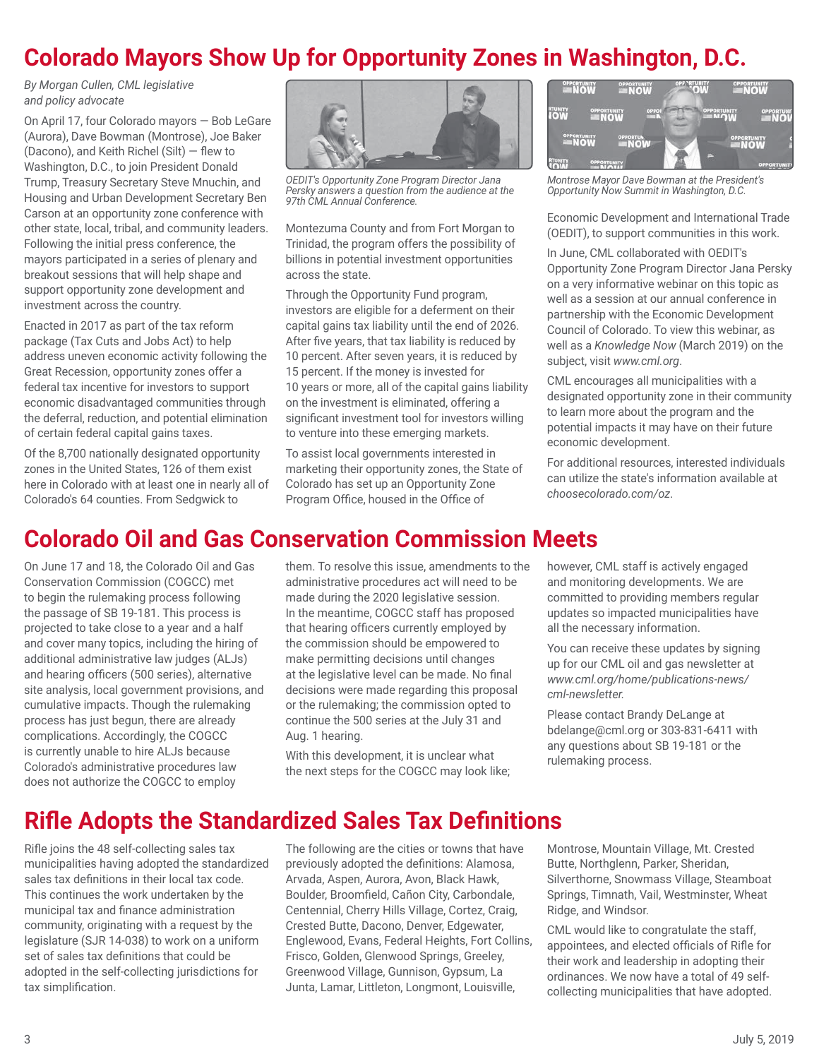# Colorado Mayors Show Up for Opportunity Zones in Washington, D.C.

*By Morgan Cullen, CML legislative and policy advocate*

On April 17, four Colorado mayors — Bob LeGare (Aurora), Dave Bowman (Montrose), Joe Baker (Dacono), and Keith Richel (Silt) — flew to Washington, D.C., to join President Donald Trump, Treasury Secretary Steve Mnuchin, and Housing and Urban Development Secretary Ben Carson at an opportunity zone conference with other state, local, tribal, and community leaders. Following the initial press conference, the mayors participated in a series of plenary and breakout sessions that will help shape and support opportunity zone development and investment across the country.

Enacted in 2017 as part of the tax reform package (Tax Cuts and Jobs Act) to help address uneven economic activity following the Great Recession, opportunity zones offer a federal tax incentive for investors to support economic disadvantaged communities through the deferral, reduction, and potential elimination of certain federal capital gains taxes.

Of the 8,700 nationally designated opportunity zones in the United States, 126 of them exist here in Colorado with at least one in nearly all of Colorado's 64 counties. From Sedgwick to Montezuma County and from Fort Morgan to Trinidad, the program offers the possibility of billions in potential investment opportunities across the state.

*OEDIT's Opportunity Zone Program Director Jana Persky answers a question from the audience at the 97th CML Annual Conference.*

Through the Opportunity Fund program, investors are eligible for a deferment on their capital gains tax liability until the end of 2026. After five years, that tax liability is reduced by 10 percent. After seven years, it is reduced by 15 percent. If the money is invested for 10 years or more, all of the capital gains liability on the investment is eliminated, offering a significant investment tool for investors willing to venture into these emerging markets.

To assist local governments interested in marketing their opportunity zones, the State of Colorado has set up an Opportunity Zone Program Office, housed in the Office of Economic Development and International Trade (OEDIT), to support communities in this work.

*Montrose Mayor Dave Bowman at the President's Opportunity Now Summit in Washington, D.C.*

In June, CML collaborated with OEDIT's Opportunity Zone Program Director Jana Persky on a very informative webinar on this topic as well as a session at our annual conference in partnership with the Economic Development Council of Colorado. To view this webinar, as well as a *Knowledge Now* (March 2019) on the subject, visit *www.cml.org*.

CML encourages all municipalities with a designated opportunity zone in their community to learn more about the program and the potential impacts it may have on their future economic development.

For additional resources, interested individuals can utilize the state's information available at *choosecolorado.com/oz*.

# Colorado Oil and Gas Conservation Commission Meets

On June 17 and 18, the Colorado Oil and Gas Conservation Commission (COGCC) met to begin the rulemaking process following the passage of SB 19-181. This process is projected to take close to a year and a half and cover many topics, including the hiring of additional administrative law judges (ALJs) and hearing officers (500 series), alternative site analysis, local government provisions, and cumulative impacts. Though the rulemaking process has just begun, there are already complications. Accordingly, the COGCC is currently unable to hire ALJs because Colorado's administrative procedures law does not authorize the COGCC to employ them. To resolve this issue, amendments to the administrative procedures act will need to be made during the 2020 legislative session. In the meantime, COGCC staff has proposed that hearing officers currently employed by the commission should be empowered to make permitting decisions until changes at the legislative level can be made. No final decisions were made regarding this proposal or the rulemaking; the commission opted to continue the 500 series at the July 31 and Aug. 1 hearing.

With this development, it is unclear what the next steps for the COGCC may look like; however, CML staff is actively engaged and monitoring developments. We are committed to providing members regular updates so impacted municipalities have all the necessary information.

You can receive these updates by signing up for our CML oil and gas newsletter at *www.cml.org/home/publications-news/cml-newsletter.*

Please contact Brandy DeLange at bdelange@cml.org or 303-831-6411 with any questions about SB 19-181 or the rulemaking process.

# Rifle Adopts the Standardized Sales Tax Definitions

Rifle joins the 48 self-collecting sales tax municipalities having adopted the standardized sales tax definitions in their local tax code. This continues the work undertaken by the municipal tax and finance administration community, originating with a request by the legislature (SJR 14-038) to work on a uniform set of sales tax definitions that could be adopted in the self-collecting jurisdictions for tax simplification.

The following are the cities or towns that have previously adopted the definitions: Alamosa, Arvada, Aspen, Aurora, Avon, Black Hawk, Boulder, Broomfield, Cañon City, Carbondale, Centennial, Cherry Hills Village, Cortez, Craig, Crested Butte, Dacono, Denver, Edgewater, Englewood, Evans, Federal Heights, Fort Collins, Frisco, Golden, Glenwood Springs, Greeley, Greenwood Village, Gunnison, Gypsum, La Junta, Lamar, Littleton, Longmont, Louisville, Montrose, Mountain Village, Mt. Crested Butte, Northglenn, Parker, Sheridan, Silverthorne, Snowmass Village, Steamboat Springs, Timnath, Vail, Westminster, Wheat Ridge, and Windsor.

CML would like to congratulate the staff, appointees, and elected officials of Rifle for their work and leadership in adopting their ordinances. We now have a total of 49 self-collecting municipalities that have adopted.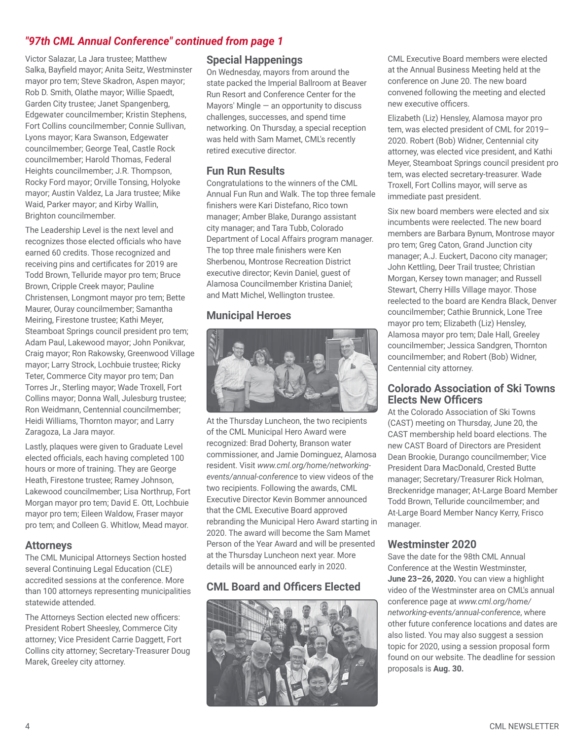*"97th CML Annual Conference" continued from page 1*

Victor Salazar, La Jara trustee; Matthew Salka, Bayfield mayor; Anita Seitz, Westminster mayor pro tem; Steve Skadron, Aspen mayor; Rob D. Smith, Olathe mayor; Willie Spaedt, Garden City trustee; Janet Spangenberg, Edgewater councilmember; Kristin Stephens, Fort Collins councilmember; Connie Sullivan, Lyons mayor; Kara Swanson, Edgewater councilmember; George Teal, Castle Rock councilmember; Harold Thomas, Federal Heights councilmember; J.R. Thompson, Rocky Ford mayor; Orville Tonsing, Holyoke mayor; Austin Valdez, La Jara trustee; Mike Waid, Parker mayor; and Kirby Wallin, Brighton councilmember.

The Leadership Level is the next level and recognizes those elected officials who have earned 60 credits. Those recognized and receiving pins and certificates for 2019 are Todd Brown, Telluride mayor pro tem; Bruce Brown, Cripple Creek mayor; Pauline Christensen, Longmont mayor pro tem; Bette Maurer, Ouray councilmember; Samantha Meiring, Firestone trustee; Kathi Meyer, Steamboat Springs council president pro tem; Adam Paul, Lakewood mayor; John Ponikvar, Craig mayor; Ron Rakowsky, Greenwood Village mayor; Larry Strock, Lochbuie trustee; Ricky Teter, Commerce City mayor pro tem; Dan Torres Jr., Sterling mayor; Wade Troxell, Fort Collins mayor; Donna Wall, Julesburg trustee; Ron Weidmann, Centennial councilmember; Heidi Williams, Thornton mayor; and Larry Zaragoza, La Jara mayor.

Lastly, plaques were given to Graduate Level elected officials, each having completed 100 hours or more of training. They are George Heath, Firestone trustee; Ramey Johnson, Lakewood councilmember; Lisa Northrup, Fort Morgan mayor pro tem; David E. Ott, Lochbuie mayor pro tem; Eileen Waldow, Fraser mayor pro tem; and Colleen G. Whitlow, Mead mayor.

## Attorneys

The CML Municipal Attorneys Section hosted several Continuing Legal Education (CLE) accredited sessions at the conference. More than 100 attorneys representing municipalities statewide attended.

The Attorneys Section elected new officers: President Robert Sheesley, Commerce City attorney; Vice President Carrie Daggett, Fort Collins city attorney; Secretary-Treasurer Doug Marek, Greeley city attorney.

## Special Happenings

On Wednesday, mayors from around the state packed the Imperial Ballroom at Beaver Run Resort and Conference Center for the Mayors' Mingle — an opportunity to discuss challenges, successes, and spend time networking. On Thursday, a special reception was held with Sam Mamet, CML's recently retired executive director.

## Fun Run Results

Congratulations to the winners of the CML Annual Fun Run and Walk. The top three female finishers were Kari Distefano, Rico town manager; Amber Blake, Durango assistant city manager; and Tara Tubb, Colorado Department of Local Affairs program manager. The top three male finishers were Ken Sherbenou, Montrose Recreation District executive director; Kevin Daniel, guest of Alamosa Councilmember Kristina Daniel; and Matt Michel, Wellington trustee.

## Municipal Heroes

At the Thursday Luncheon, the two recipients of the CML Municipal Hero Award were recognized: Brad Doherty, Branson water commissioner, and Jamie Dominguez, Alamosa resident. Visit *www.cml.org/home/networking-events/annual-conference* to view videos of the two recipients. Following the awards, CML Executive Director Kevin Bommer announced that the CML Executive Board approved rebranding the Municipal Hero Award starting in 2020. The award will become the Sam Mamet Person of the Year Award and will be presented at the Thursday Luncheon next year. More details will be announced early in 2020.

## CML Board and Officers Elected

CML Executive Board members were elected at the Annual Business Meeting held at the conference on June 20. The new board convened following the meeting and elected new executive officers.

Elizabeth (Liz) Hensley, Alamosa mayor pro tem, was elected president of CML for 2019–2020. Robert (Bob) Widner, Centennial city attorney, was elected vice president, and Kathi Meyer, Steamboat Springs council president pro tem, was elected secretary-treasurer. Wade Troxell, Fort Collins mayor, will serve as immediate past president.

Six new board members were elected and six incumbents were reelected. The new board members are Barbara Bynum, Montrose mayor pro tem; Greg Caton, Grand Junction city manager; A.J. Euckert, Dacono city manager; John Kettling, Deer Trail trustee; Christian Morgan, Kersey town manager; and Russell Stewart, Cherry Hills Village mayor. Those reelected to the board are Kendra Black, Denver councilmember; Cathie Brunnick, Lone Tree mayor pro tem; Elizabeth (Liz) Hensley, Alamosa mayor pro tem; Dale Hall, Greeley councilmember; Jessica Sandgren, Thornton councilmember; and Robert (Bob) Widner, Centennial city attorney.

## Colorado Association of Ski Towns Elects New Officers

At the Colorado Association of Ski Towns (CAST) meeting on Thursday, June 20, the CAST membership held board elections. The new CAST Board of Directors are President Dean Brookie, Durango councilmember; Vice President Dara MacDonald, Crested Butte manager; Secretary/Treasurer Rick Holman, Breckenridge manager; At-Large Board Member Todd Brown, Telluride councilmember; and At-Large Board Member Nancy Kerry, Frisco manager.

## Westminster 2020

Save the date for the 98th CML Annual Conference at the Westin Westminster, **June 23–26, 2020.** You can view a highlight video of the Westminster area on CML's annual conference page at *www.cml.org/home/networking-events/annual-conference*, where other future conference locations and dates are also listed. You may also suggest a session topic for 2020, using a session proposal form found on our website. The deadline for session proposals is **Aug. 30.**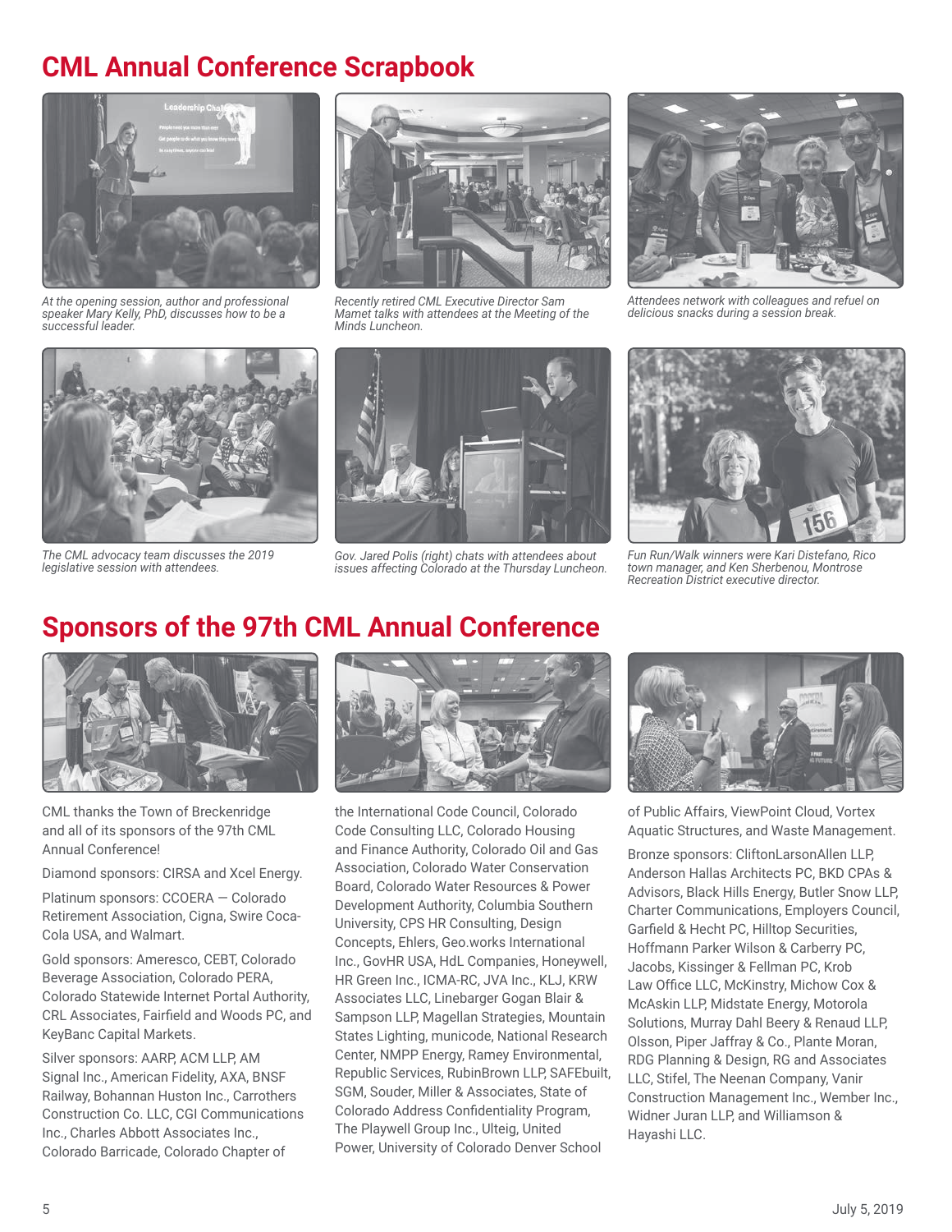## CML Annual Conference Scrapbook

*At the opening session, author and professional speaker Mary Kelly, PhD, discusses how to be a successful leader.*

*Recently retired CML Executive Director Sam Mamet talks with attendees at the Meeting of the Minds Luncheon.*

*Attendees network with colleagues and refuel on delicious snacks during a session break.*

*The CML advocacy team discusses the 2019 legislative session with attendees.*

*Gov. Jared Polis (right) chats with attendees about issues affecting Colorado at the Thursday Luncheon.*

*Fun Run/Walk winners were Kari Distefano, Rico town manager, and Ken Sherbenou, Montrose Recreation District executive director.*

## Sponsors of the 97th CML Annual Conference

CML thanks the Town of Breckenridge and all of its sponsors of the 97th CML Annual Conference!

Diamond sponsors: CIRSA and Xcel Energy.

Platinum sponsors: CCOERA — Colorado Retirement Association, Cigna, Swire Coca-Cola USA, and Walmart.

Gold sponsors: Ameresco, CEBT, Colorado Beverage Association, Colorado PERA, Colorado Statewide Internet Portal Authority, CRL Associates, Fairfield and Woods PC, and KeyBanc Capital Markets.

Silver sponsors: AARP, ACM LLP, AM Signal Inc., American Fidelity, AXA, BNSF Railway, Bohannan Huston Inc., Carrothers Construction Co. LLC, CGI Communications Inc., Charles Abbott Associates Inc., Colorado Barricade, Colorado Chapter of the International Code Council, Colorado Code Consulting LLC, Colorado Housing and Finance Authority, Colorado Oil and Gas Association, Colorado Water Conservation Board, Colorado Water Resources & Power Development Authority, Columbia Southern University, CPS HR Consulting, Design Concepts, Ehlers, Geo.works International Inc., GovHR USA, HdL Companies, Honeywell, HR Green Inc., ICMA-RC, JVA Inc., KLJ, KRW Associates LLC, Linebarger Gogan Blair & Sampson LLP, Magellan Strategies, Mountain States Lighting, municode, National Research Center, NMPP Energy, Ramey Environmental, Republic Services, RubinBrown LLP, SAFEbuilt, SGM, Souder, Miller & Associates, State of Colorado Address Confidentiality Program, The Playwell Group Inc., Ulteig, United Power, University of Colorado Denver School of Public Affairs, ViewPoint Cloud, Vortex Aquatic Structures, and Waste Management.

Bronze sponsors: CliftonLarsonAllen LLP, Anderson Hallas Architects PC, BKD CPAs & Advisors, Black Hills Energy, Butler Snow LLP, Charter Communications, Employers Council, Garfield & Hecht PC, Hilltop Securities, Hoffmann Parker Wilson & Carberry PC, Jacobs, Kissinger & Fellman PC, Krob Law Office LLC, McKinstry, Michow Cox & McAskin LLP, Midstate Energy, Motorola Solutions, Murray Dahl Beery & Renaud LLP, Olsson, Piper Jaffray & Co., Plante Moran, RDG Planning & Design, RG and Associates LLC, Stifel, The Neenan Company, Vanir Construction Management Inc., Wember Inc., Widner Juran LLP, and Williamson & Hayashi LLC.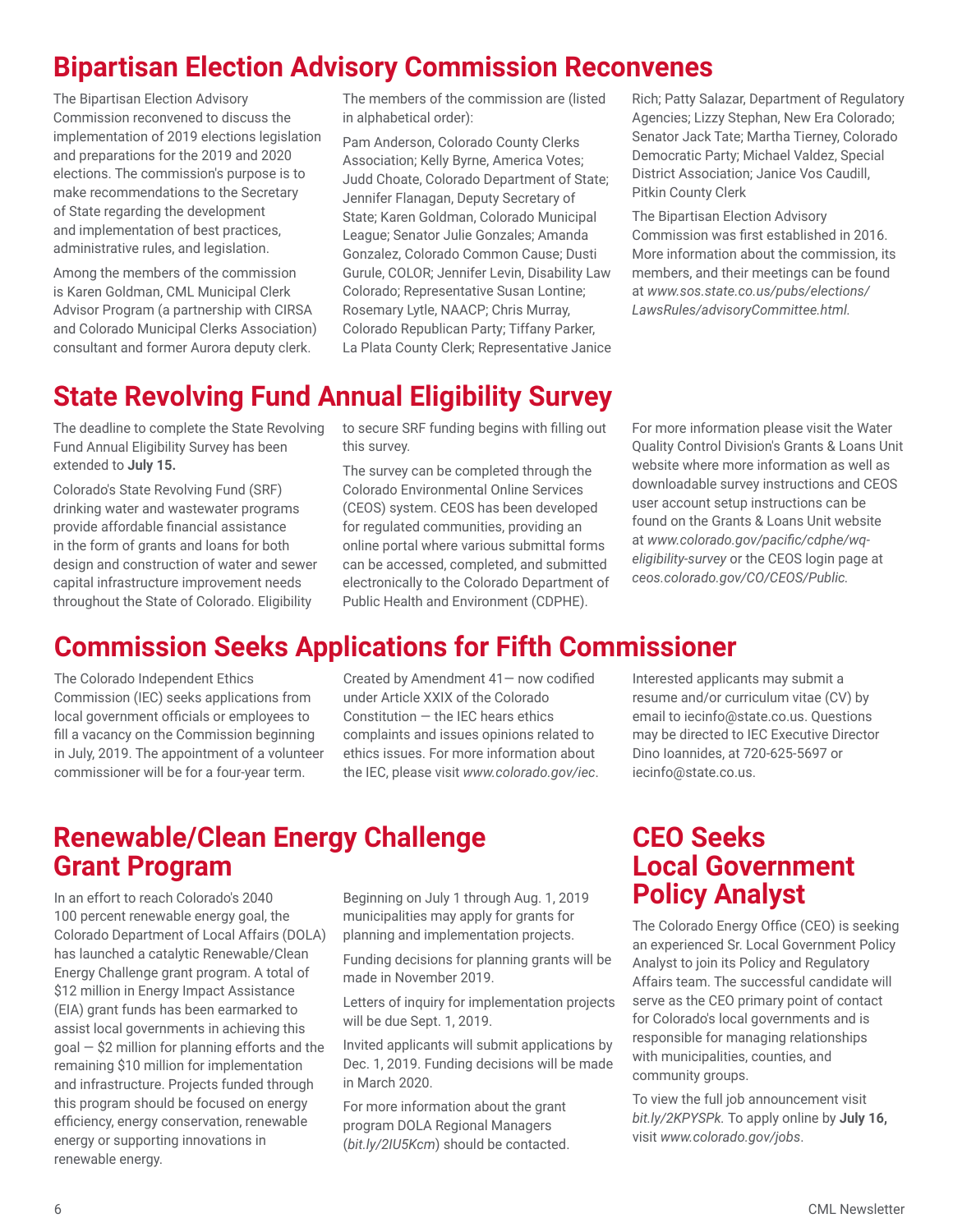## Bipartisan Election Advisory Commission Reconvenes

The Bipartisan Election Advisory Commission reconvened to discuss the implementation of 2019 elections legislation and preparations for the 2019 and 2020 elections. The commission's purpose is to make recommendations to the Secretary of State regarding the development and implementation of best practices, administrative rules, and legislation.

Among the members of the commission is Karen Goldman, CML Municipal Clerk Advisor Program (a partnership with CIRSA and Colorado Municipal Clerks Association) consultant and former Aurora deputy clerk.

The members of the commission are (listed in alphabetical order):

Pam Anderson, Colorado County Clerks Association; Kelly Byrne, America Votes; Judd Choate, Colorado Department of State; Jennifer Flanagan, Deputy Secretary of State; Karen Goldman, Colorado Municipal League; Senator Julie Gonzales; Amanda Gonzalez, Colorado Common Cause; Dusti Gurule, COLOR; Jennifer Levin, Disability Law Colorado; Representative Susan Lontine; Rosemary Lytle, NAACP; Chris Murray, Colorado Republican Party; Tiffany Parker, La Plata County Clerk; Representative Janice Rich; Patty Salazar, Department of Regulatory Agencies; Lizzy Stephan, New Era Colorado; Senator Jack Tate; Martha Tierney, Colorado Democratic Party; Michael Valdez, Special District Association; Janice Vos Caudill, Pitkin County Clerk

The Bipartisan Election Advisory Commission was first established in 2016. More information about the commission, its members, and their meetings can be found at *www.sos.state.co.us/pubs/elections/LawsRules/advisoryCommittee.html.*

## State Revolving Fund Annual Eligibility Survey

The deadline to complete the State Revolving Fund Annual Eligibility Survey has been extended to **July 15.**

Colorado's State Revolving Fund (SRF) drinking water and wastewater programs provide affordable financial assistance in the form of grants and loans for both design and construction of water and sewer capital infrastructure improvement needs throughout the State of Colorado. Eligibility to secure SRF funding begins with filling out this survey.

The survey can be completed through the Colorado Environmental Online Services (CEOS) system. CEOS has been developed for regulated communities, providing an online portal where various submittal forms can be accessed, completed, and submitted electronically to the Colorado Department of Public Health and Environment (CDPHE).

For more information please visit the Water Quality Control Division's Grants & Loans Unit website where more information as well as downloadable survey instructions and CEOS user account setup instructions can be found on the Grants & Loans Unit website at *www.colorado.gov/pacific/cdphe/wq-eligibility-survey* or the CEOS login page at *ceos.colorado.gov/CO/CEOS/Public.*

## Commission Seeks Applications for Fifth Commissioner

The Colorado Independent Ethics Commission (IEC) seeks applications from local government officials or employees to fill a vacancy on the Commission beginning in July, 2019. The appointment of a volunteer commissioner will be for a four-year term.

Created by Amendment 41— now codified under Article XXIX of the Colorado Constitution — the IEC hears ethics complaints and issues opinions related to ethics issues. For more information about the IEC, please visit *www.colorado.gov/iec*.

Interested applicants may submit a resume and/or curriculum vitae (CV) by email to iecinfo@state.co.us. Questions may be directed to IEC Executive Director Dino Ioannides, at 720-625-5697 or iecinfo@state.co.us.

## Renewable/Clean Energy Challenge Grant Program

In an effort to reach Colorado's 2040 100 percent renewable energy goal, the Colorado Department of Local Affairs (DOLA) has launched a catalytic Renewable/Clean Energy Challenge grant program. A total of $12 million in Energy Impact Assistance (EIA) grant funds has been earmarked to assist local governments in achieving this goal — $2 million for planning efforts and the remaining $10 million for implementation and infrastructure. Projects funded through this program should be focused on energy efficiency, energy conservation, renewable energy or supporting innovations in renewable energy.

Beginning on July 1 through Aug. 1, 2019 municipalities may apply for grants for planning and implementation projects.

Funding decisions for planning grants will be made in November 2019.

Letters of inquiry for implementation projects will be due Sept. 1, 2019.

Invited applicants will submit applications by Dec. 1, 2019. Funding decisions will be made in March 2020.

For more information about the grant program DOLA Regional Managers (*bit.ly/2IU5Kcm*) should be contacted.

## CEO Seeks Local Government Policy Analyst

The Colorado Energy Office (CEO) is seeking an experienced Sr. Local Government Policy Analyst to join its Policy and Regulatory Affairs team. The successful candidate will serve as the CEO primary point of contact for Colorado's local governments and is responsible for managing relationships with municipalities, counties, and community groups.

To view the full job announcement visit *bit.ly/2KPYSPk.* To apply online by **July 16,** visit *www.colorado.gov/jobs*.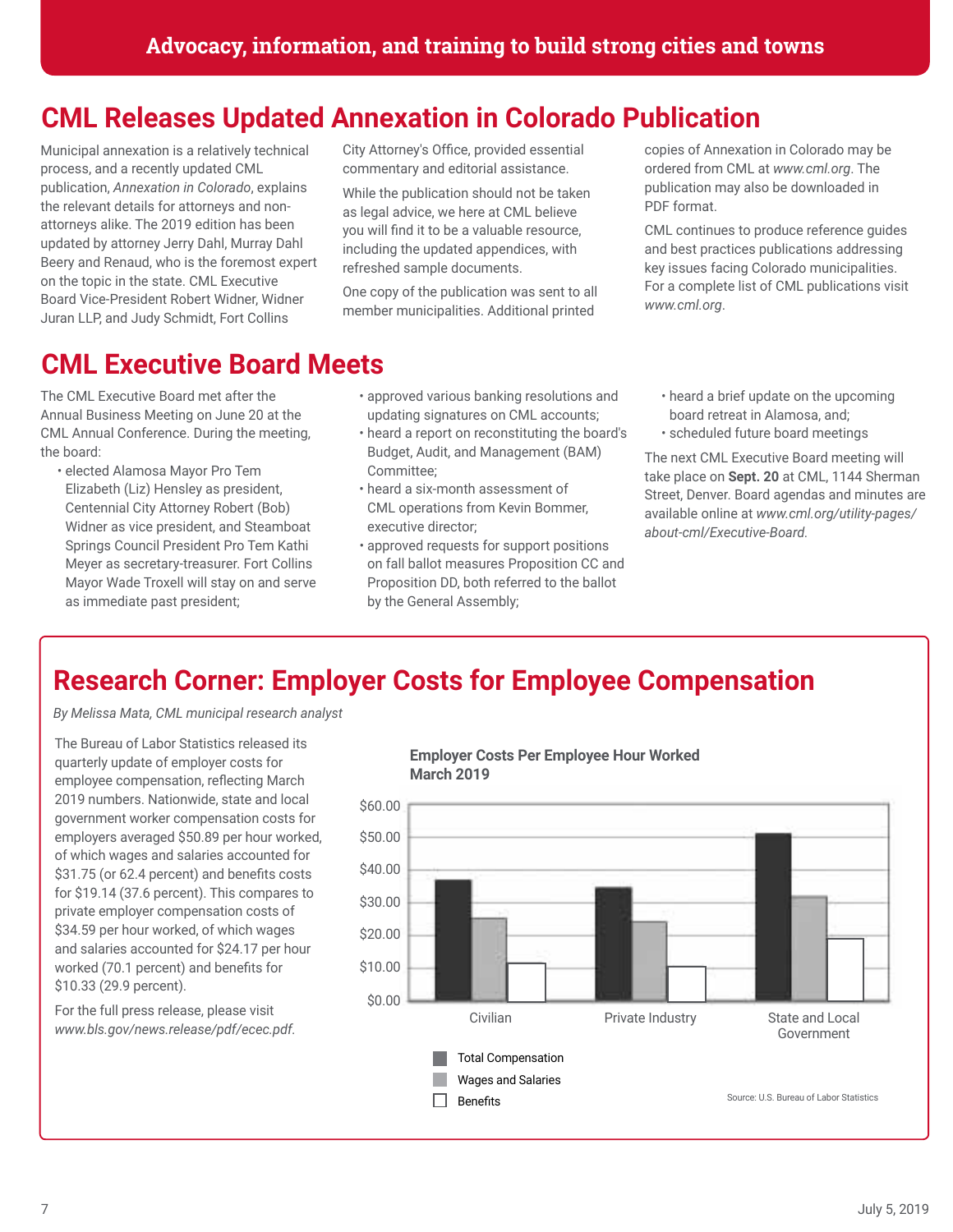**Advocacy, information, and training to build strong cities and towns**

## CML Releases Updated Annexation in Colorado Publication

Municipal annexation is a relatively technical process, and a recently updated CML publication, *Annexation in Colorado*, explains the relevant details for attorneys and non-attorneys alike. The 2019 edition has been updated by attorney Jerry Dahl, Murray Dahl Beery and Renaud, who is the foremost expert on the topic in the state. CML Executive Board Vice-President Robert Widner, Widner Juran LLP, and Judy Schmidt, Fort Collins City Attorney's Office, provided essential commentary and editorial assistance.

While the publication should not be taken as legal advice, we here at CML believe you will find it to be a valuable resource, including the updated appendices, with refreshed sample documents.

One copy of the publication was sent to all member municipalities. Additional printed copies of Annexation in Colorado may be ordered from CML at *www.cml.org*. The publication may also be downloaded in PDF format.

CML continues to produce reference guides and best practices publications addressing key issues facing Colorado municipalities. For a complete list of CML publications visit *www.cml.org*.

## CML Executive Board Meets

The CML Executive Board met after the Annual Business Meeting on June 20 at the CML Annual Conference. During the meeting, the board:

- elected Alamosa Mayor Pro Tem Elizabeth (Liz) Hensley as president, Centennial City Attorney Robert (Bob) Widner as vice president, and Steamboat Springs Council President Pro Tem Kathi Meyer as secretary-treasurer. Fort Collins Mayor Wade Troxell will stay on and serve as immediate past president;
- approved various banking resolutions and updating signatures on CML accounts;
- heard a report on reconstituting the board's Budget, Audit, and Management (BAM) Committee;
- heard a six-month assessment of CML operations from Kevin Bommer, executive director;
- approved requests for support positions on fall ballot measures Proposition CC and Proposition DD, both referred to the ballot by the General Assembly;
- heard a brief update on the upcoming board retreat in Alamosa, and;
- scheduled future board meetings

The next CML Executive Board meeting will take place on **Sept. 20** at CML, 1144 Sherman Street, Denver. Board agendas and minutes are available online at *www.cml.org/utility-pages/about-cml/Executive-Board*.

## Research Corner: Employer Costs for Employee Compensation

*By Melissa Mata, CML municipal research analyst*

The Bureau of Labor Statistics released its quarterly update of employer costs for employee compensation, reflecting March 2019 numbers. Nationwide, state and local government worker compensation costs for employers averaged $50.89 per hour worked, of which wages and salaries accounted for $31.75 (or 62.4 percent) and benefits costs for $19.14 (37.6 percent). This compares to private employer compensation costs of $34.59 per hour worked, of which wages and salaries accounted for $24.17 per hour worked (70.1 percent) and benefits for $10.33 (29.9 percent).

For the full press release, please visit *www.bls.gov/news.release/pdf/ecec.pdf.*

**Employer Costs Per Employee Hour Worked March 2019**

| | Total Compensation | Wages and Salaries | Benefits |
|---|---|---|---|
| Civilian | ~$37 | ~$25 | ~$12 |
| Private Industry | $34.59 | $24.17 | $10.33 |
| State and Local Government | $50.89 | $31.75 | $19.14 |

Source: U.S. Bureau of Labor Statistics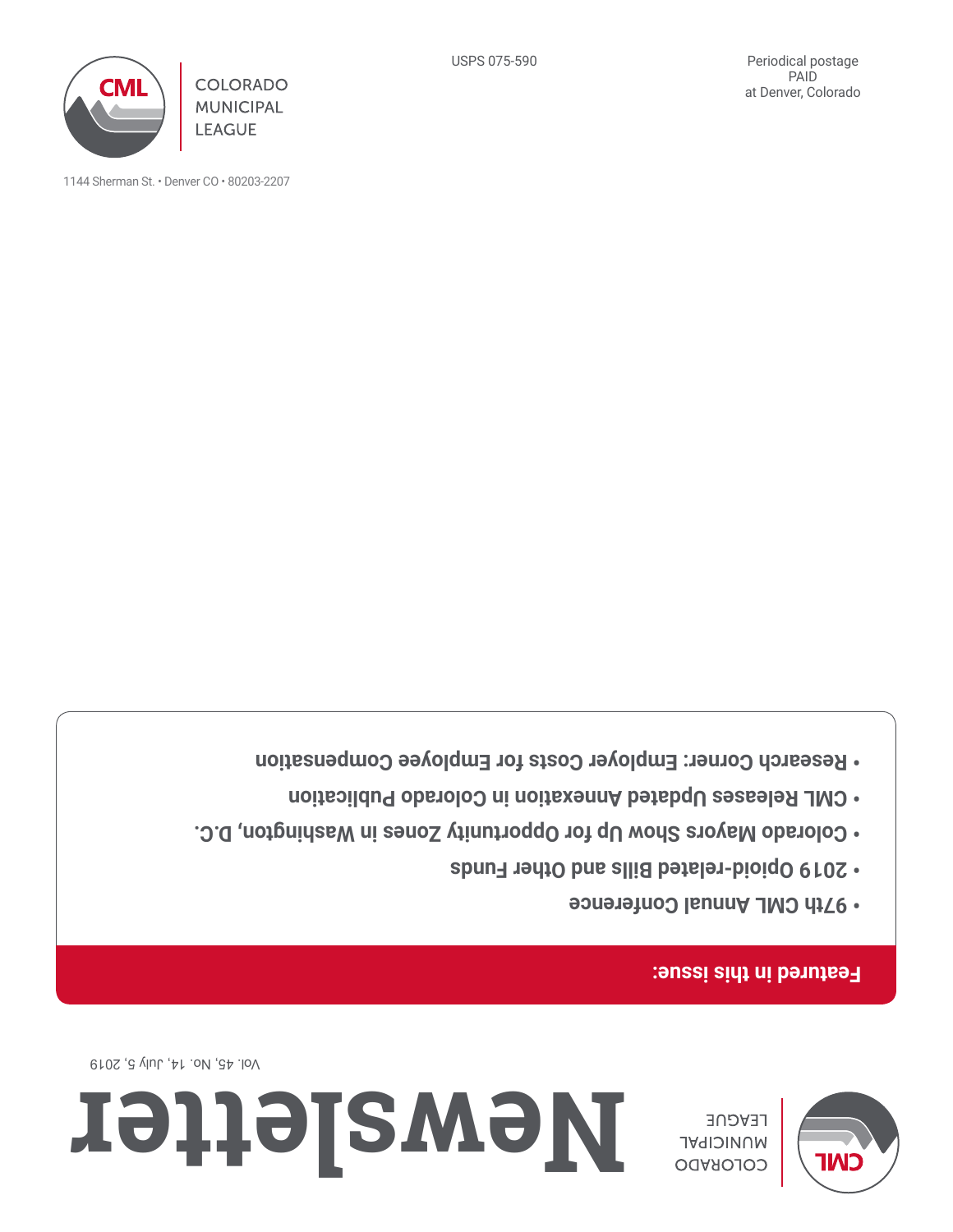COLORADO
MUNICIPAL
LEAGUE

1144 Sherman St. • Denver CO • 80203-2207

USPS 075-590

Periodical postage
PAID
at Denver, Colorado

COLORADO
MUNICIPAL
LEAGUE

# Newsletter

Vol. 45, No. 14, July 5, 2019

**Featured in this issue:**

- **97th CML Annual Conference**
- **2019 Opioid-related Bills and Other Funds**
- **Colorado Mayors Show Up for Opportunity Zones in Washington, D.C.**
- **CML Releases Updated Annexation in Colorado Publication**
- **Research Corner: Employer Costs for Employee Compensation**